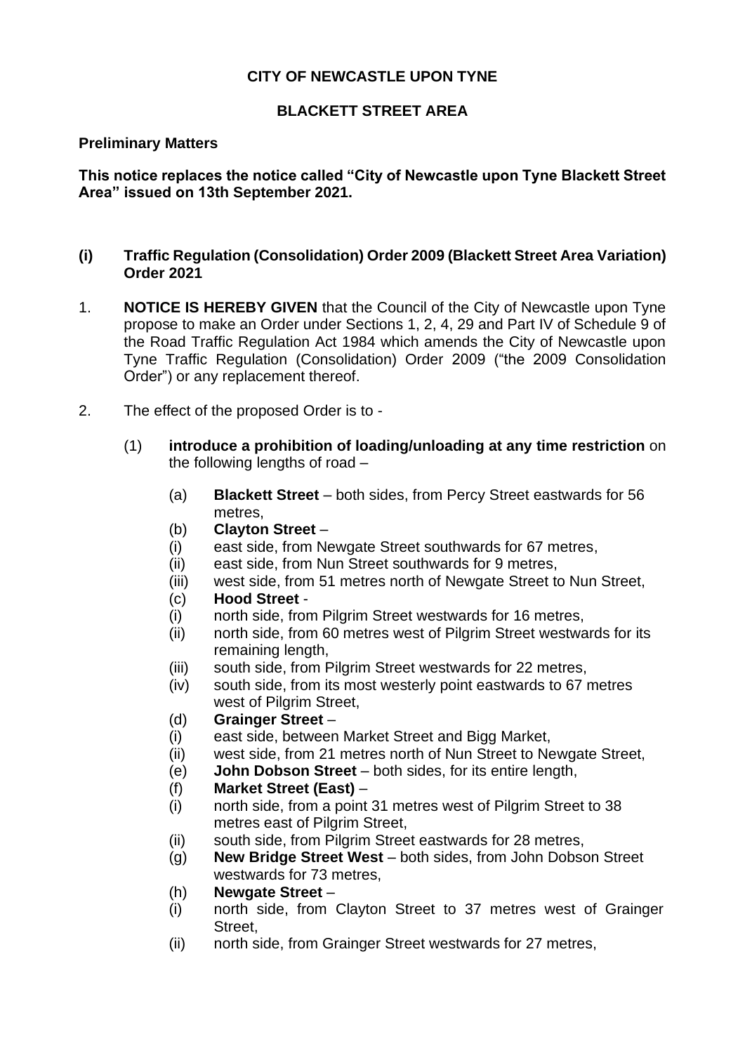**CITY OF NEWCASTLE UPON TYNE**

**BLACKETT STREET AREA**

**Preliminary Matters**

**This notice replaces the notice called "City of Newcastle upon Tyne Blackett Street Area" issued on 13th September 2021.**

**(i) Traffic Regulation (Consolidation) Order 2009 (Blackett Street Area Variation) Order 2021**

1. **NOTICE IS HEREBY GIVEN** that the Council of the City of Newcastle upon Tyne propose to make an Order under Sections 1, 2, 4, 29 and Part IV of Schedule 9 of the Road Traffic Regulation Act 1984 which amends the City of Newcastle upon Tyne Traffic Regulation (Consolidation) Order 2009 ("the 2009 Consolidation Order") or any replacement thereof.

2. The effect of the proposed Order is to -

   (1) **introduce a prohibition of loading/unloading at any time restriction** on the following lengths of road –

   (a) **Blackett Street** – both sides, from Percy Street eastwards for 56 metres,
   (b) **Clayton Street** –
   (i) east side, from Newgate Street southwards for 67 metres,
   (ii) east side, from Nun Street southwards for 9 metres,
   (iii) west side, from 51 metres north of Newgate Street to Nun Street,
   (c) **Hood Street** -
   (i) north side, from Pilgrim Street westwards for 16 metres,
   (ii) north side, from 60 metres west of Pilgrim Street westwards for its remaining length,
   (iii) south side, from Pilgrim Street westwards for 22 metres,
   (iv) south side, from its most westerly point eastwards to 67 metres west of Pilgrim Street,
   (d) **Grainger Street** –
   (i) east side, between Market Street and Bigg Market,
   (ii) west side, from 21 metres north of Nun Street to Newgate Street,
   (e) **John Dobson Street** – both sides, for its entire length,
   (f) **Market Street (East)** –
   (i) north side, from a point 31 metres west of Pilgrim Street to 38 metres east of Pilgrim Street,
   (ii) south side, from Pilgrim Street eastwards for 28 metres,
   (g) **New Bridge Street West** – both sides, from John Dobson Street westwards for 73 metres,
   (h) **Newgate Street** –
   (i) north side, from Clayton Street to 37 metres west of Grainger Street,
   (ii) north side, from Grainger Street westwards for 27 metres,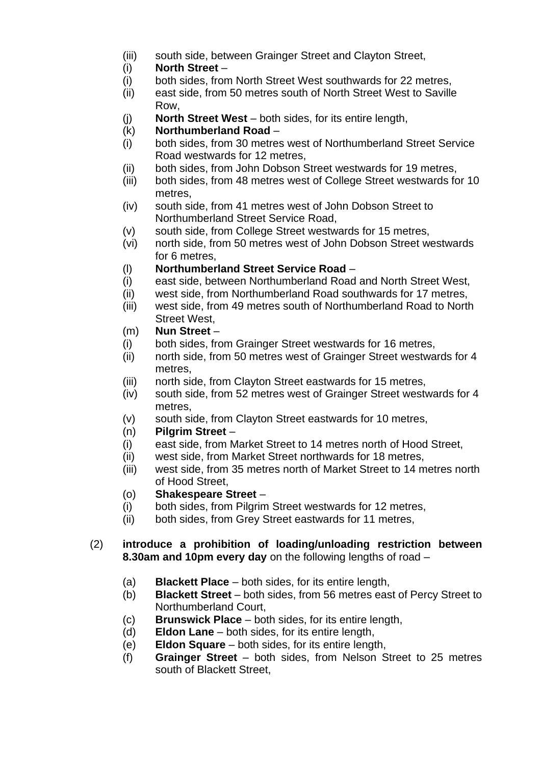(iii) south side, between Grainger Street and Clayton Street,

(i) **North Street** –

(i) both sides, from North Street West southwards for 22 metres,

(ii) east side, from 50 metres south of North Street West to Saville Row,

(j) **North Street West** – both sides, for its entire length,

(k) **Northumberland Road** –

(i) both sides, from 30 metres west of Northumberland Street Service Road westwards for 12 metres,

(ii) both sides, from John Dobson Street westwards for 19 metres,

(iii) both sides, from 48 metres west of College Street westwards for 10 metres,

(iv) south side, from 41 metres west of John Dobson Street to Northumberland Street Service Road,

(v) south side, from College Street westwards for 15 metres,

(vi) north side, from 50 metres west of John Dobson Street westwards for 6 metres,

(l) **Northumberland Street Service Road** –

(i) east side, between Northumberland Road and North Street West,

(ii) west side, from Northumberland Road southwards for 17 metres,

(iii) west side, from 49 metres south of Northumberland Road to North Street West,

(m) **Nun Street** –

(i) both sides, from Grainger Street westwards for 16 metres,

(ii) north side, from 50 metres west of Grainger Street westwards for 4 metres,

(iii) north side, from Clayton Street eastwards for 15 metres,

(iv) south side, from 52 metres west of Grainger Street westwards for 4 metres,

(v) south side, from Clayton Street eastwards for 10 metres,

(n) **Pilgrim Street** –

(i) east side, from Market Street to 14 metres north of Hood Street,

(ii) west side, from Market Street northwards for 18 metres,

(iii) west side, from 35 metres north of Market Street to 14 metres north of Hood Street,

(o) **Shakespeare Street** –

(i) both sides, from Pilgrim Street westwards for 12 metres,

(ii) both sides, from Grey Street eastwards for 11 metres,

(2) **introduce a prohibition of loading/unloading restriction between 8.30am and 10pm every day** on the following lengths of road –

(a) **Blackett Place** – both sides, for its entire length,

(b) **Blackett Street** – both sides, from 56 metres east of Percy Street to Northumberland Court,

(c) **Brunswick Place** – both sides, for its entire length,

(d) **Eldon Lane** – both sides, for its entire length,

(e) **Eldon Square** – both sides, for its entire length,

(f) **Grainger Street** – both sides, from Nelson Street to 25 metres south of Blackett Street,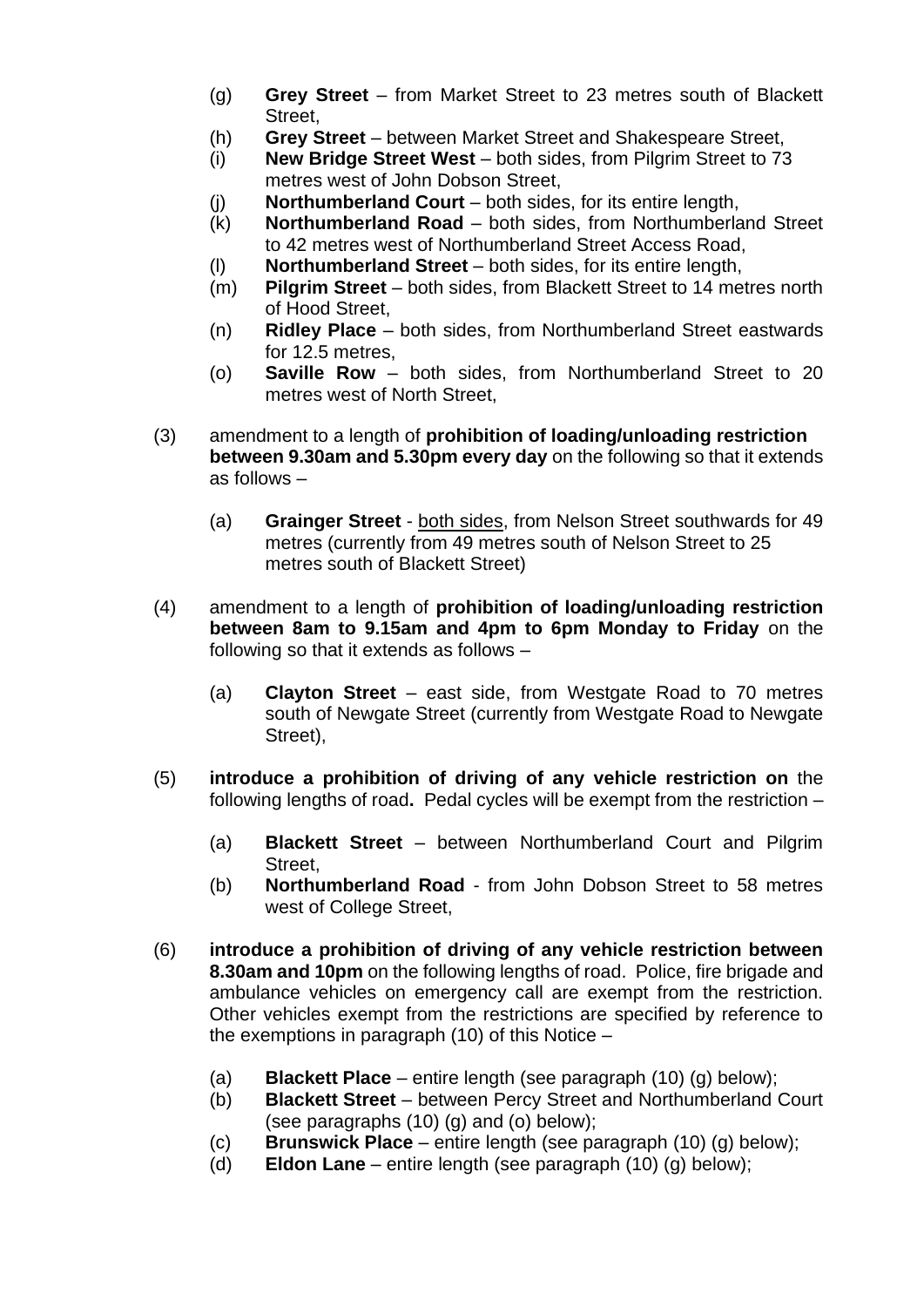(g) **Grey Street** – from Market Street to 23 metres south of Blackett Street,

(h) **Grey Street** – between Market Street and Shakespeare Street,

(i) **New Bridge Street West** – both sides, from Pilgrim Street to 73 metres west of John Dobson Street,

(j) **Northumberland Court** – both sides, for its entire length,

(k) **Northumberland Road** – both sides, from Northumberland Street to 42 metres west of Northumberland Street Access Road,

(l) **Northumberland Street** – both sides, for its entire length,

(m) **Pilgrim Street** – both sides, from Blackett Street to 14 metres north of Hood Street,

(n) **Ridley Place** – both sides, from Northumberland Street eastwards for 12.5 metres,

(o) **Saville Row** – both sides, from Northumberland Street to 20 metres west of North Street,

(3) amendment to a length of **prohibition of loading/unloading restriction between 9.30am and 5.30pm every day** on the following so that it extends as follows –

(a) **Grainger Street** - both sides, from Nelson Street southwards for 49 metres (currently from 49 metres south of Nelson Street to 25 metres south of Blackett Street)

(4) amendment to a length of **prohibition of loading/unloading restriction between 8am to 9.15am and 4pm to 6pm Monday to Friday** on the following so that it extends as follows –

(a) **Clayton Street** – east side, from Westgate Road to 70 metres south of Newgate Street (currently from Westgate Road to Newgate Street),

(5) **introduce a prohibition of driving of any vehicle restriction on** the following lengths of road**.** Pedal cycles will be exempt from the restriction –

(a) **Blackett Street** – between Northumberland Court and Pilgrim Street,

(b) **Northumberland Road** - from John Dobson Street to 58 metres west of College Street,

(6) **introduce a prohibition of driving of any vehicle restriction between 8.30am and 10pm** on the following lengths of road. Police, fire brigade and ambulance vehicles on emergency call are exempt from the restriction. Other vehicles exempt from the restrictions are specified by reference to the exemptions in paragraph (10) of this Notice –

(a) **Blackett Place** – entire length (see paragraph (10) (g) below);

(b) **Blackett Street** – between Percy Street and Northumberland Court (see paragraphs (10) (g) and (o) below);

(c) **Brunswick Place** – entire length (see paragraph (10) (g) below);

(d) **Eldon Lane** – entire length (see paragraph (10) (g) below);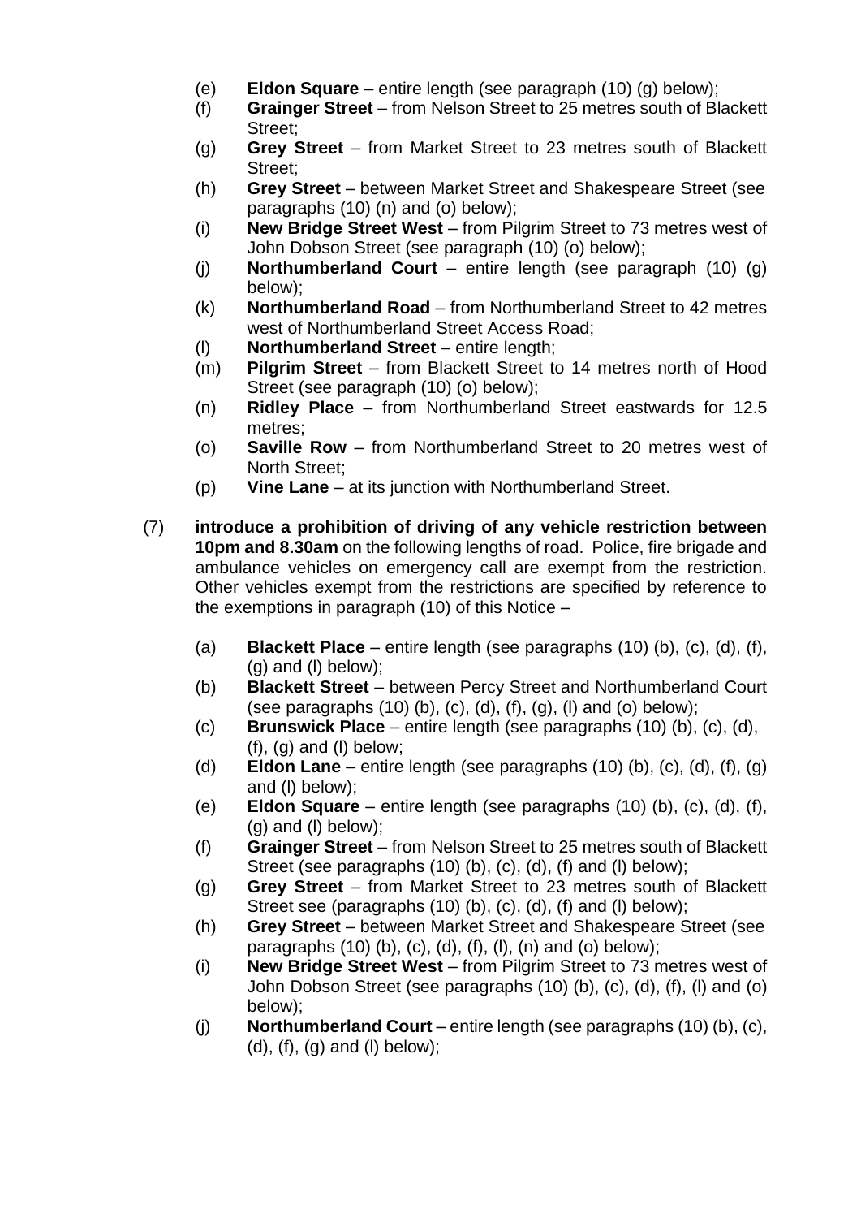(e) **Eldon Square** – entire length (see paragraph (10) (g) below);

(f) **Grainger Street** – from Nelson Street to 25 metres south of Blackett Street;

(g) **Grey Street** – from Market Street to 23 metres south of Blackett Street;

(h) **Grey Street** – between Market Street and Shakespeare Street (see paragraphs (10) (n) and (o) below);

(i) **New Bridge Street West** – from Pilgrim Street to 73 metres west of John Dobson Street (see paragraph (10) (o) below);

(j) **Northumberland Court** – entire length (see paragraph (10) (g) below);

(k) **Northumberland Road** – from Northumberland Street to 42 metres west of Northumberland Street Access Road;

(l) **Northumberland Street** – entire length;

(m) **Pilgrim Street** – from Blackett Street to 14 metres north of Hood Street (see paragraph (10) (o) below);

(n) **Ridley Place** – from Northumberland Street eastwards for 12.5 metres;

(o) **Saville Row** – from Northumberland Street to 20 metres west of North Street;

(p) **Vine Lane** – at its junction with Northumberland Street.

(7) **introduce a prohibition of driving of any vehicle restriction between 10pm and 8.30am** on the following lengths of road. Police, fire brigade and ambulance vehicles on emergency call are exempt from the restriction. Other vehicles exempt from the restrictions are specified by reference to the exemptions in paragraph (10) of this Notice –

(a) **Blackett Place** – entire length (see paragraphs (10) (b), (c), (d), (f), (g) and (l) below);

(b) **Blackett Street** – between Percy Street and Northumberland Court (see paragraphs (10) (b), (c), (d), (f), (g), (l) and (o) below);

(c) **Brunswick Place** – entire length (see paragraphs (10) (b), (c), (d), (f), (g) and (l) below;

(d) **Eldon Lane** – entire length (see paragraphs (10) (b), (c), (d), (f), (g) and (l) below);

(e) **Eldon Square** – entire length (see paragraphs (10) (b), (c), (d), (f), (g) and (l) below);

(f) **Grainger Street** – from Nelson Street to 25 metres south of Blackett Street (see paragraphs (10) (b), (c), (d), (f) and (l) below);

(g) **Grey Street** – from Market Street to 23 metres south of Blackett Street see (paragraphs (10) (b), (c), (d), (f) and (l) below);

(h) **Grey Street** – between Market Street and Shakespeare Street (see paragraphs (10) (b), (c), (d), (f), (l), (n) and (o) below);

(i) **New Bridge Street West** – from Pilgrim Street to 73 metres west of John Dobson Street (see paragraphs (10) (b), (c), (d), (f), (l) and (o) below);

(j) **Northumberland Court** – entire length (see paragraphs (10) (b), (c), (d), (f), (g) and (l) below);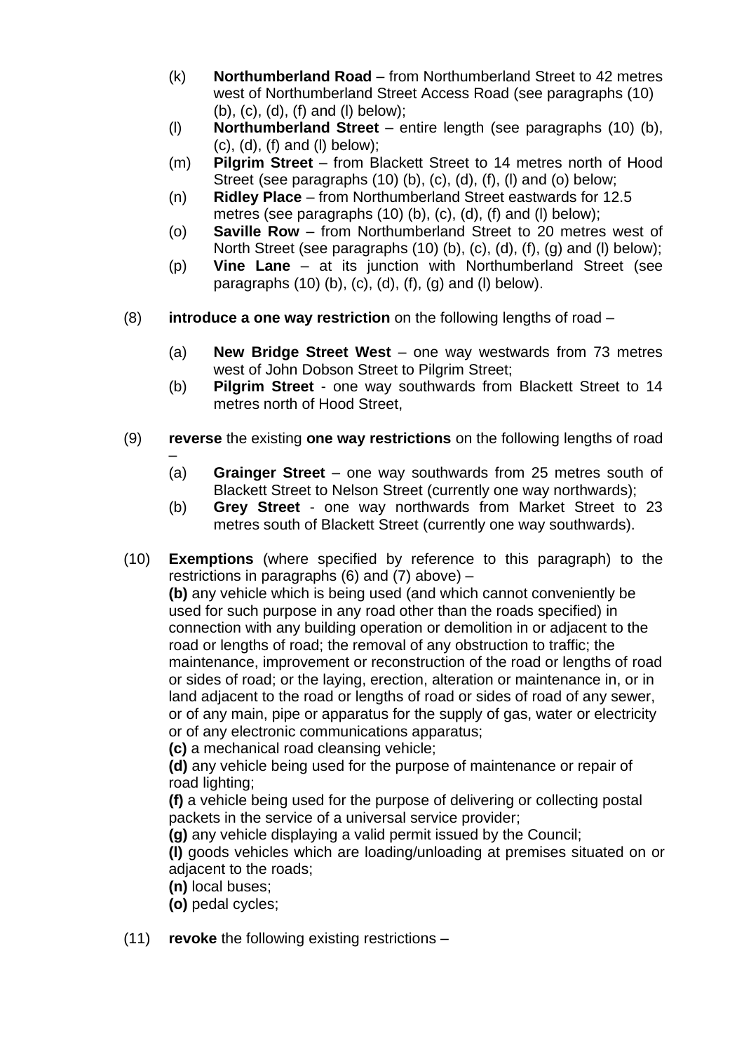(k) **Northumberland Road** – from Northumberland Street to 42 metres west of Northumberland Street Access Road (see paragraphs (10) (b), (c), (d), (f) and (l) below);

(l) **Northumberland Street** – entire length (see paragraphs (10) (b), (c), (d), (f) and (l) below);

(m) **Pilgrim Street** – from Blackett Street to 14 metres north of Hood Street (see paragraphs (10) (b), (c), (d), (f), (l) and (o) below;

(n) **Ridley Place** – from Northumberland Street eastwards for 12.5 metres (see paragraphs (10) (b), (c), (d), (f) and (l) below);

(o) **Saville Row** – from Northumberland Street to 20 metres west of North Street (see paragraphs (10) (b), (c), (d), (f), (g) and (l) below);

(p) **Vine Lane** – at its junction with Northumberland Street (see paragraphs (10) (b), (c), (d), (f), (g) and (l) below).

(8) **introduce a one way restriction** on the following lengths of road –

(a) **New Bridge Street West** – one way westwards from 73 metres west of John Dobson Street to Pilgrim Street;

(b) **Pilgrim Street** - one way southwards from Blackett Street to 14 metres north of Hood Street,

(9) **reverse** the existing **one way restrictions** on the following lengths of road –

(a) **Grainger Street** – one way southwards from 25 metres south of Blackett Street to Nelson Street (currently one way northwards);

(b) **Grey Street** - one way northwards from Market Street to 23 metres south of Blackett Street (currently one way southwards).

(10) **Exemptions** (where specified by reference to this paragraph) to the restrictions in paragraphs (6) and (7) above) –

**(b)** any vehicle which is being used (and which cannot conveniently be used for such purpose in any road other than the roads specified) in connection with any building operation or demolition in or adjacent to the road or lengths of road; the removal of any obstruction to traffic; the maintenance, improvement or reconstruction of the road or lengths of road or sides of road; or the laying, erection, alteration or maintenance in, or in land adjacent to the road or lengths of road or sides of road of any sewer, or of any main, pipe or apparatus for the supply of gas, water or electricity or of any electronic communications apparatus;

**(c)** a mechanical road cleansing vehicle;

**(d)** any vehicle being used for the purpose of maintenance or repair of road lighting;

**(f)** a vehicle being used for the purpose of delivering or collecting postal packets in the service of a universal service provider;

**(g)** any vehicle displaying a valid permit issued by the Council;

**(l)** goods vehicles which are loading/unloading at premises situated on or adjacent to the roads;

**(n)** local buses;

**(o)** pedal cycles;

(11) **revoke** the following existing restrictions –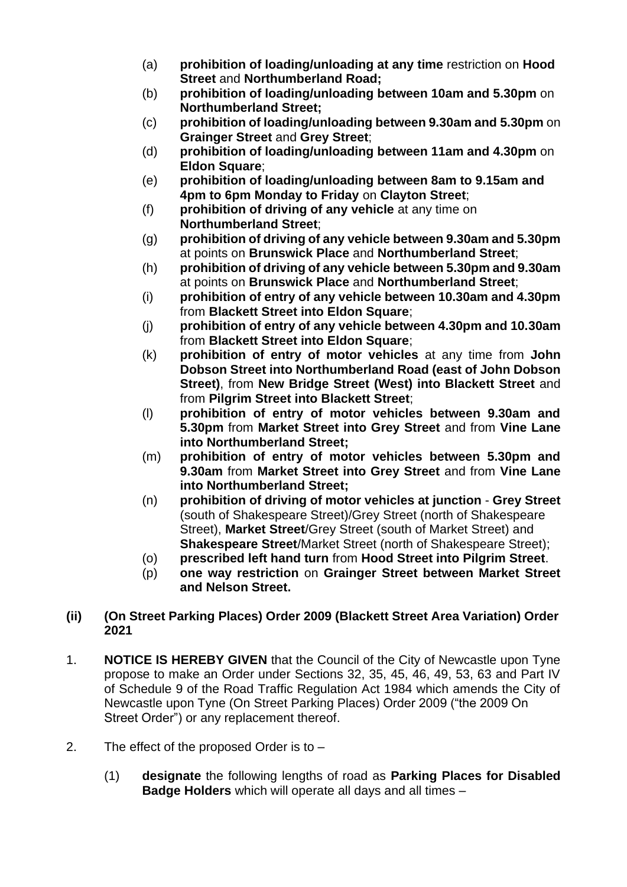(a) **prohibition of loading/unloading at any time** restriction on **Hood Street** and **Northumberland Road;**

(b) **prohibition of loading/unloading between 10am and 5.30pm** on **Northumberland Street;**

(c) **prohibition of loading/unloading between 9.30am and 5.30pm** on **Grainger Street** and **Grey Street**;

(d) **prohibition of loading/unloading between 11am and 4.30pm** on **Eldon Square**;

(e) **prohibition of loading/unloading between 8am to 9.15am and 4pm to 6pm Monday to Friday** on **Clayton Street**;

(f) **prohibition of driving of any vehicle** at any time on **Northumberland Street**;

(g) **prohibition of driving of any vehicle between 9.30am and 5.30pm** at points on **Brunswick Place** and **Northumberland Street**;

(h) **prohibition of driving of any vehicle between 5.30pm and 9.30am** at points on **Brunswick Place** and **Northumberland Street**;

(i) **prohibition of entry of any vehicle between 10.30am and 4.30pm** from **Blackett Street into Eldon Square**;

(j) **prohibition of entry of any vehicle between 4.30pm and 10.30am** from **Blackett Street into Eldon Square**;

(k) **prohibition of entry of motor vehicles** at any time from **John Dobson Street into Northumberland Road (east of John Dobson Street)**, from **New Bridge Street (West) into Blackett Street** and from **Pilgrim Street into Blackett Street**;

(l) **prohibition of entry of motor vehicles between 9.30am and 5.30pm** from **Market Street into Grey Street** and from **Vine Lane into Northumberland Street;**

(m) **prohibition of entry of motor vehicles between 5.30pm and 9.30am** from **Market Street into Grey Street** and from **Vine Lane into Northumberland Street;**

(n) **prohibition of driving of motor vehicles at junction** - **Grey Street** (south of Shakespeare Street)/Grey Street (north of Shakespeare Street), **Market Street**/Grey Street (south of Market Street) and **Shakespeare Street**/Market Street (north of Shakespeare Street);

(o) **prescribed left hand turn** from **Hood Street into Pilgrim Street**.

(p) **one way restriction** on **Grainger Street between Market Street and Nelson Street.**

**(ii) (On Street Parking Places) Order 2009 (Blackett Street Area Variation) Order 2021**

1. **NOTICE IS HEREBY GIVEN** that the Council of the City of Newcastle upon Tyne propose to make an Order under Sections 32, 35, 45, 46, 49, 53, 63 and Part IV of Schedule 9 of the Road Traffic Regulation Act 1984 which amends the City of Newcastle upon Tyne (On Street Parking Places) Order 2009 ("the 2009 On Street Order") or any replacement thereof.

2. The effect of the proposed Order is to –

   (1) **designate** the following lengths of road as **Parking Places for Disabled Badge Holders** which will operate all days and all times –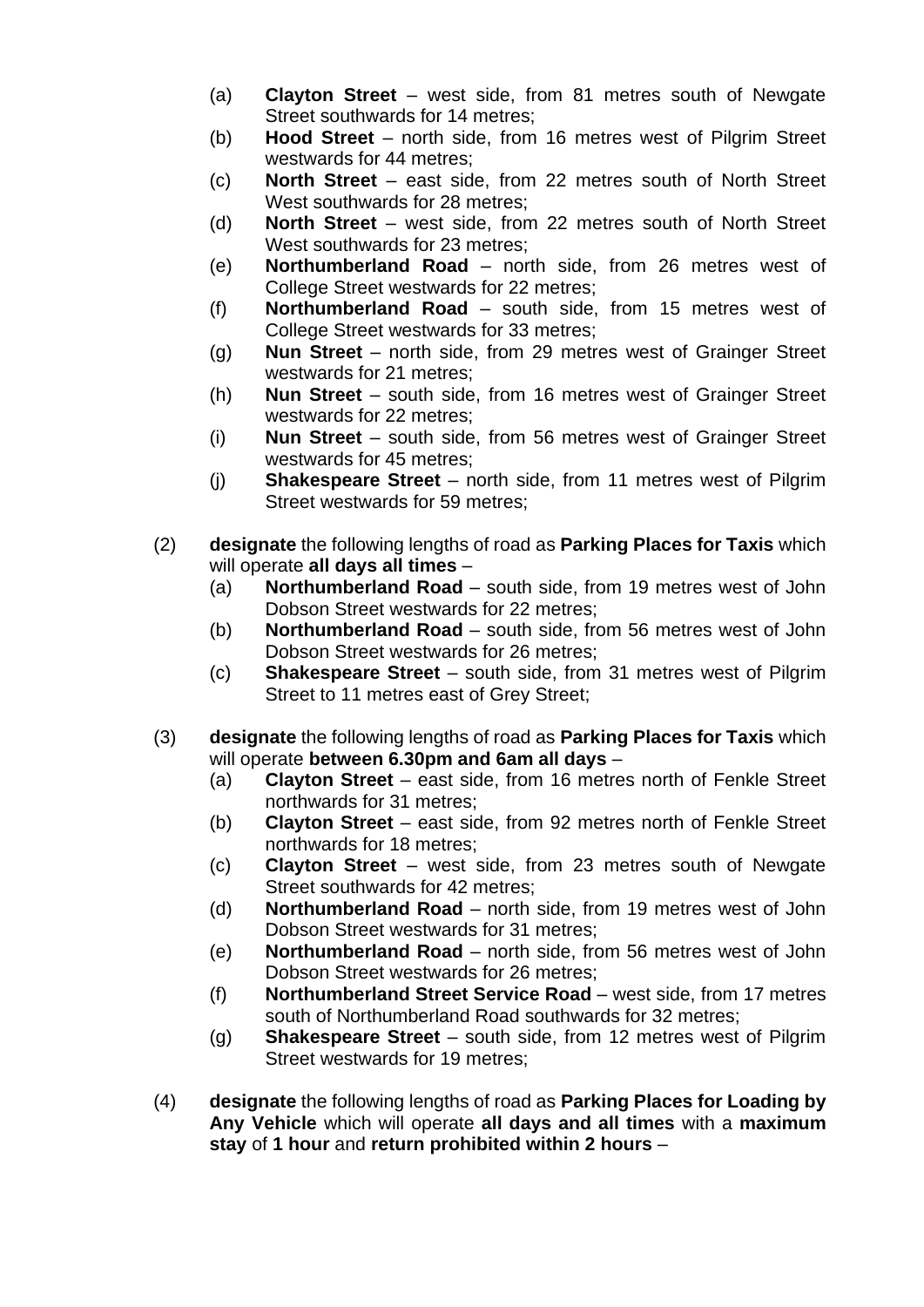(a) **Clayton Street** – west side, from 81 metres south of Newgate Street southwards for 14 metres;

(b) **Hood Street** – north side, from 16 metres west of Pilgrim Street westwards for 44 metres;

(c) **North Street** – east side, from 22 metres south of North Street West southwards for 28 metres;

(d) **North Street** – west side, from 22 metres south of North Street West southwards for 23 metres;

(e) **Northumberland Road** – north side, from 26 metres west of College Street westwards for 22 metres;

(f) **Northumberland Road** – south side, from 15 metres west of College Street westwards for 33 metres;

(g) **Nun Street** – north side, from 29 metres west of Grainger Street westwards for 21 metres;

(h) **Nun Street** – south side, from 16 metres west of Grainger Street westwards for 22 metres;

(i) **Nun Street** – south side, from 56 metres west of Grainger Street westwards for 45 metres;

(j) **Shakespeare Street** – north side, from 11 metres west of Pilgrim Street westwards for 59 metres;

(2) **designate** the following lengths of road as **Parking Places for Taxis** which will operate **all days all times** –

(a) **Northumberland Road** – south side, from 19 metres west of John Dobson Street westwards for 22 metres;

(b) **Northumberland Road** – south side, from 56 metres west of John Dobson Street westwards for 26 metres;

(c) **Shakespeare Street** – south side, from 31 metres west of Pilgrim Street to 11 metres east of Grey Street;

(3) **designate** the following lengths of road as **Parking Places for Taxis** which will operate **between 6.30pm and 6am all days** –

(a) **Clayton Street** – east side, from 16 metres north of Fenkle Street northwards for 31 metres;

(b) **Clayton Street** – east side, from 92 metres north of Fenkle Street northwards for 18 metres;

(c) **Clayton Street** – west side, from 23 metres south of Newgate Street southwards for 42 metres;

(d) **Northumberland Road** – north side, from 19 metres west of John Dobson Street westwards for 31 metres;

(e) **Northumberland Road** – north side, from 56 metres west of John Dobson Street westwards for 26 metres;

(f) **Northumberland Street Service Road** – west side, from 17 metres south of Northumberland Road southwards for 32 metres;

(g) **Shakespeare Street** – south side, from 12 metres west of Pilgrim Street westwards for 19 metres;

(4) **designate** the following lengths of road as **Parking Places for Loading by Any Vehicle** which will operate **all days and all times** with a **maximum stay** of **1 hour** and **return prohibited within 2 hours** –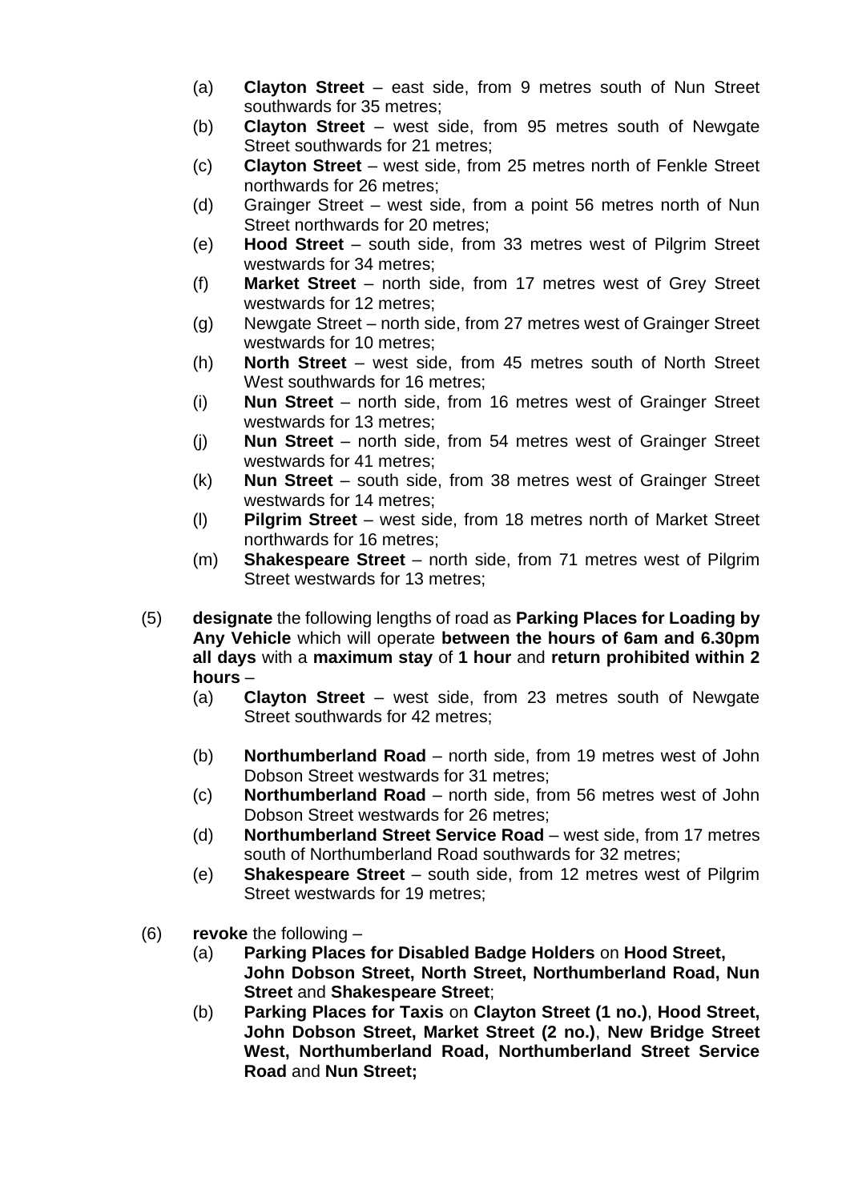(a) **Clayton Street** – east side, from 9 metres south of Nun Street southwards for 35 metres;

(b) **Clayton Street** – west side, from 95 metres south of Newgate Street southwards for 21 metres;

(c) **Clayton Street** – west side, from 25 metres north of Fenkle Street northwards for 26 metres;

(d) Grainger Street – west side, from a point 56 metres north of Nun Street northwards for 20 metres;

(e) **Hood Street** – south side, from 33 metres west of Pilgrim Street westwards for 34 metres;

(f) **Market Street** – north side, from 17 metres west of Grey Street westwards for 12 metres;

(g) Newgate Street – north side, from 27 metres west of Grainger Street westwards for 10 metres;

(h) **North Street** – west side, from 45 metres south of North Street West southwards for 16 metres;

(i) **Nun Street** – north side, from 16 metres west of Grainger Street westwards for 13 metres;

(j) **Nun Street** – north side, from 54 metres west of Grainger Street westwards for 41 metres;

(k) **Nun Street** – south side, from 38 metres west of Grainger Street westwards for 14 metres;

(l) **Pilgrim Street** – west side, from 18 metres north of Market Street northwards for 16 metres;

(m) **Shakespeare Street** – north side, from 71 metres west of Pilgrim Street westwards for 13 metres;

(5) **designate** the following lengths of road as **Parking Places for Loading by Any Vehicle** which will operate **between the hours of 6am and 6.30pm all days** with a **maximum stay** of **1 hour** and **return prohibited within 2 hours** –

(a) **Clayton Street** – west side, from 23 metres south of Newgate Street southwards for 42 metres;

(b) **Northumberland Road** – north side, from 19 metres west of John Dobson Street westwards for 31 metres;

(c) **Northumberland Road** – north side, from 56 metres west of John Dobson Street westwards for 26 metres;

(d) **Northumberland Street Service Road** – west side, from 17 metres south of Northumberland Road southwards for 32 metres;

(e) **Shakespeare Street** – south side, from 12 metres west of Pilgrim Street westwards for 19 metres;

(6) **revoke** the following –

(a) **Parking Places for Disabled Badge Holders** on **Hood Street, John Dobson Street, North Street, Northumberland Road, Nun Street** and **Shakespeare Street**;

(b) **Parking Places for Taxis** on **Clayton Street (1 no.)**, **Hood Street, John Dobson Street, Market Street (2 no.)**, **New Bridge Street West, Northumberland Road, Northumberland Street Service Road** and **Nun Street;**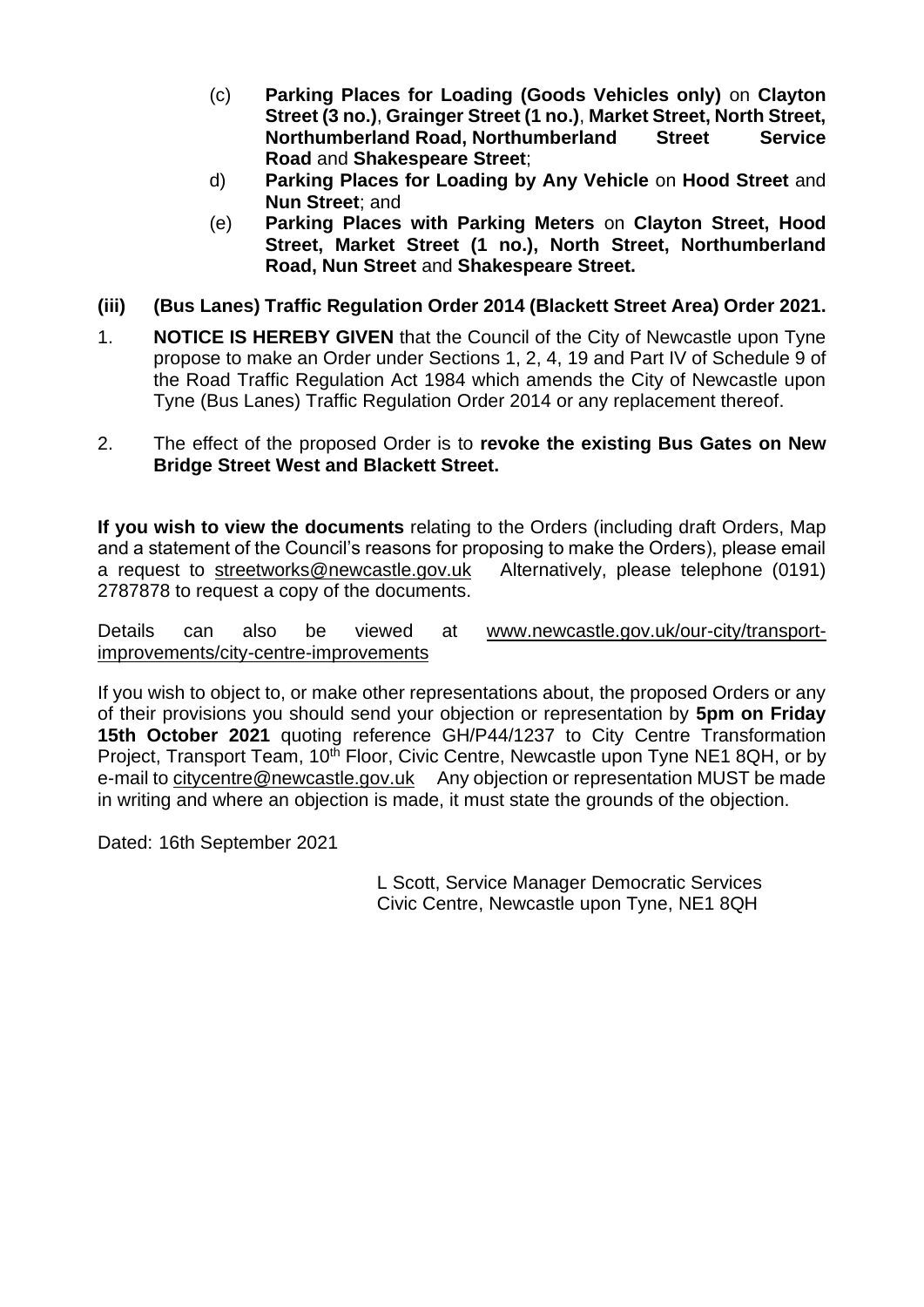(c) **Parking Places for Loading (Goods Vehicles only)** on **Clayton Street (3 no.)**, **Grainger Street (1 no.)**, **Market Street, North Street, Northumberland Road, Northumberland Street Service Road** and **Shakespeare Street**;

d) **Parking Places for Loading by Any Vehicle** on **Hood Street** and **Nun Street**; and

(e) **Parking Places with Parking Meters** on **Clayton Street, Hood Street, Market Street (1 no.), North Street, Northumberland Road, Nun Street** and **Shakespeare Street.**

**(iii) (Bus Lanes) Traffic Regulation Order 2014 (Blackett Street Area) Order 2021.**

1. **NOTICE IS HEREBY GIVEN** that the Council of the City of Newcastle upon Tyne propose to make an Order under Sections 1, 2, 4, 19 and Part IV of Schedule 9 of the Road Traffic Regulation Act 1984 which amends the City of Newcastle upon Tyne (Bus Lanes) Traffic Regulation Order 2014 or any replacement thereof.

2. The effect of the proposed Order is to **revoke the existing Bus Gates on New Bridge Street West and Blackett Street.**

**If you wish to view the documents** relating to the Orders (including draft Orders, Map and a statement of the Council's reasons for proposing to make the Orders), please email a request to streetworks@newcastle.gov.uk Alternatively, please telephone (0191) 2787878 to request a copy of the documents.

Details can also be viewed at www.newcastle.gov.uk/our-city/transport-improvements/city-centre-improvements

If you wish to object to, or make other representations about, the proposed Orders or any of their provisions you should send your objection or representation by **5pm on Friday 15th October 2021** quoting reference GH/P44/1237 to City Centre Transformation Project, Transport Team, 10th Floor, Civic Centre, Newcastle upon Tyne NE1 8QH, or by e-mail to citycentre@newcastle.gov.uk Any objection or representation MUST be made in writing and where an objection is made, it must state the grounds of the objection.

Dated: 16th September 2021

L Scott, Service Manager Democratic Services
Civic Centre, Newcastle upon Tyne, NE1 8QH